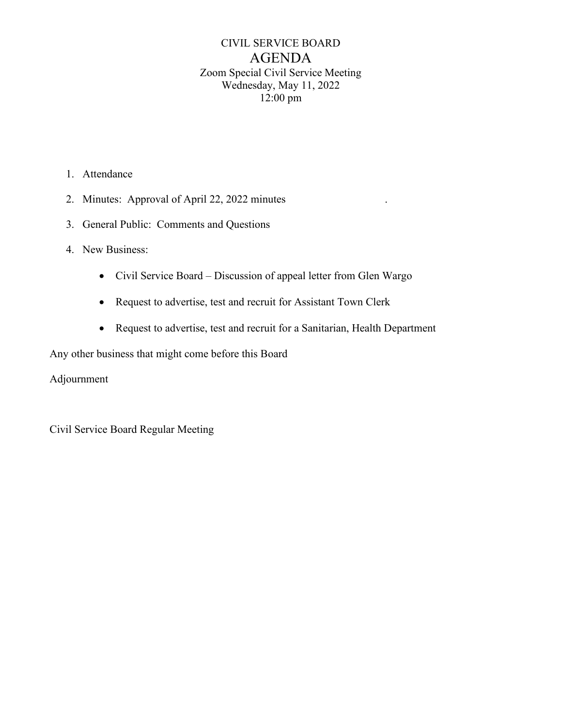# CIVIL SERVICE BOARD

## AGENDA

Zoom Special Civil Service Meeting
Wednesday, May 11, 2022
12:00 pm

1. Attendance
2. Minutes: Approval of April 22, 2022 minutes .
3. General Public: Comments and Questions
4. New Business:
   - Civil Service Board – Discussion of appeal letter from Glen Wargo
   - Request to advertise, test and recruit for Assistant Town Clerk
   - Request to advertise, test and recruit for a Sanitarian, Health Department

Any other business that might come before this Board

Adjournment

Civil Service Board Regular Meeting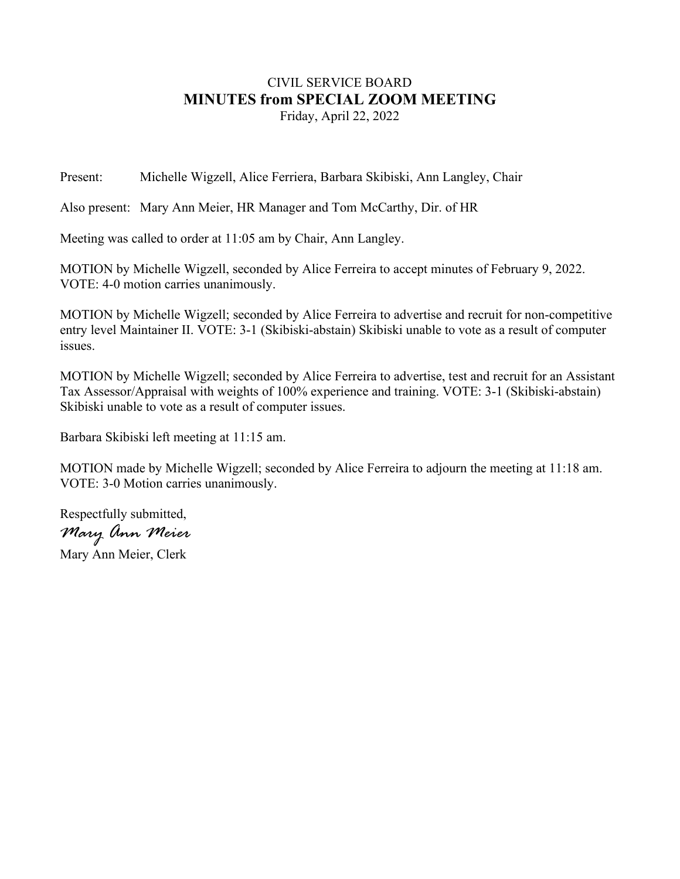# CIVIL SERVICE BOARD
## MINUTES from SPECIAL ZOOM MEETING
Friday, April 22, 2022

Present: Michelle Wigzell, Alice Ferriera, Barbara Skibiski, Ann Langley, Chair

Also present: Mary Ann Meier, HR Manager and Tom McCarthy, Dir. of HR

Meeting was called to order at 11:05 am by Chair, Ann Langley.

MOTION by Michelle Wigzell, seconded by Alice Ferreira to accept minutes of February 9, 2022. VOTE: 4-0 motion carries unanimously.

MOTION by Michelle Wigzell; seconded by Alice Ferreira to advertise and recruit for non-competitive entry level Maintainer II. VOTE: 3-1 (Skibiski-abstain) Skibiski unable to vote as a result of computer issues.

MOTION by Michelle Wigzell; seconded by Alice Ferreira to advertise, test and recruit for an Assistant Tax Assessor/Appraisal with weights of 100% experience and training. VOTE: 3-1 (Skibiski-abstain) Skibiski unable to vote as a result of computer issues.

Barbara Skibiski left meeting at 11:15 am.

MOTION made by Michelle Wigzell; seconded by Alice Ferreira to adjourn the meeting at 11:18 am. VOTE: 3-0 Motion carries unanimously.

Respectfully submitted,

*Mary Ann Meier*

Mary Ann Meier, Clerk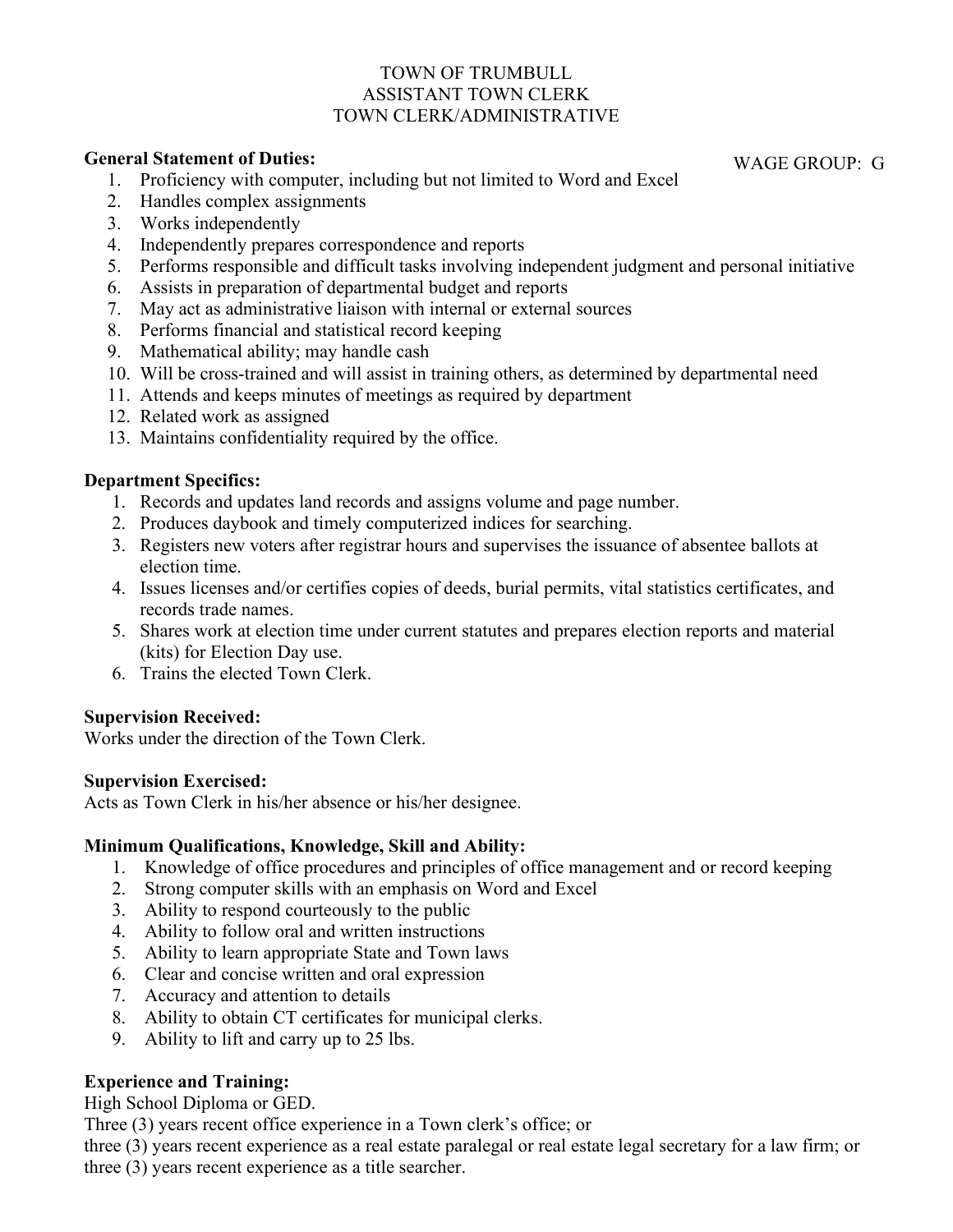TOWN OF TRUMBULL
ASSISTANT TOWN CLERK
TOWN CLERK/ADMINISTRATIVE

**General Statement of Duties:**

WAGE GROUP: G

1. Proficiency with computer, including but not limited to Word and Excel
2. Handles complex assignments
3. Works independently
4. Independently prepares correspondence and reports
5. Performs responsible and difficult tasks involving independent judgment and personal initiative
6. Assists in preparation of departmental budget and reports
7. May act as administrative liaison with internal or external sources
8. Performs financial and statistical record keeping
9. Mathematical ability; may handle cash
10. Will be cross-trained and will assist in training others, as determined by departmental need
11. Attends and keeps minutes of meetings as required by department
12. Related work as assigned
13. Maintains confidentiality required by the office.

**Department Specifics:**

1. Records and updates land records and assigns volume and page number.
2. Produces daybook and timely computerized indices for searching.
3. Registers new voters after registrar hours and supervises the issuance of absentee ballots at election time.
4. Issues licenses and/or certifies copies of deeds, burial permits, vital statistics certificates, and records trade names.
5. Shares work at election time under current statutes and prepares election reports and material (kits) for Election Day use.
6. Trains the elected Town Clerk.

**Supervision Received:**
Works under the direction of the Town Clerk.

**Supervision Exercised:**
Acts as Town Clerk in his/her absence or his/her designee.

**Minimum Qualifications, Knowledge, Skill and Ability:**

1. Knowledge of office procedures and principles of office management and or record keeping
2. Strong computer skills with an emphasis on Word and Excel
3. Ability to respond courteously to the public
4. Ability to follow oral and written instructions
5. Ability to learn appropriate State and Town laws
6. Clear and concise written and oral expression
7. Accuracy and attention to details
8. Ability to obtain CT certificates for municipal clerks.
9. Ability to lift and carry up to 25 lbs.

**Experience and Training:**
High School Diploma or GED.
Three (3) years recent office experience in a Town clerk's office; or
three (3) years recent experience as a real estate paralegal or real estate legal secretary for a law firm; or
three (3) years recent experience as a title searcher.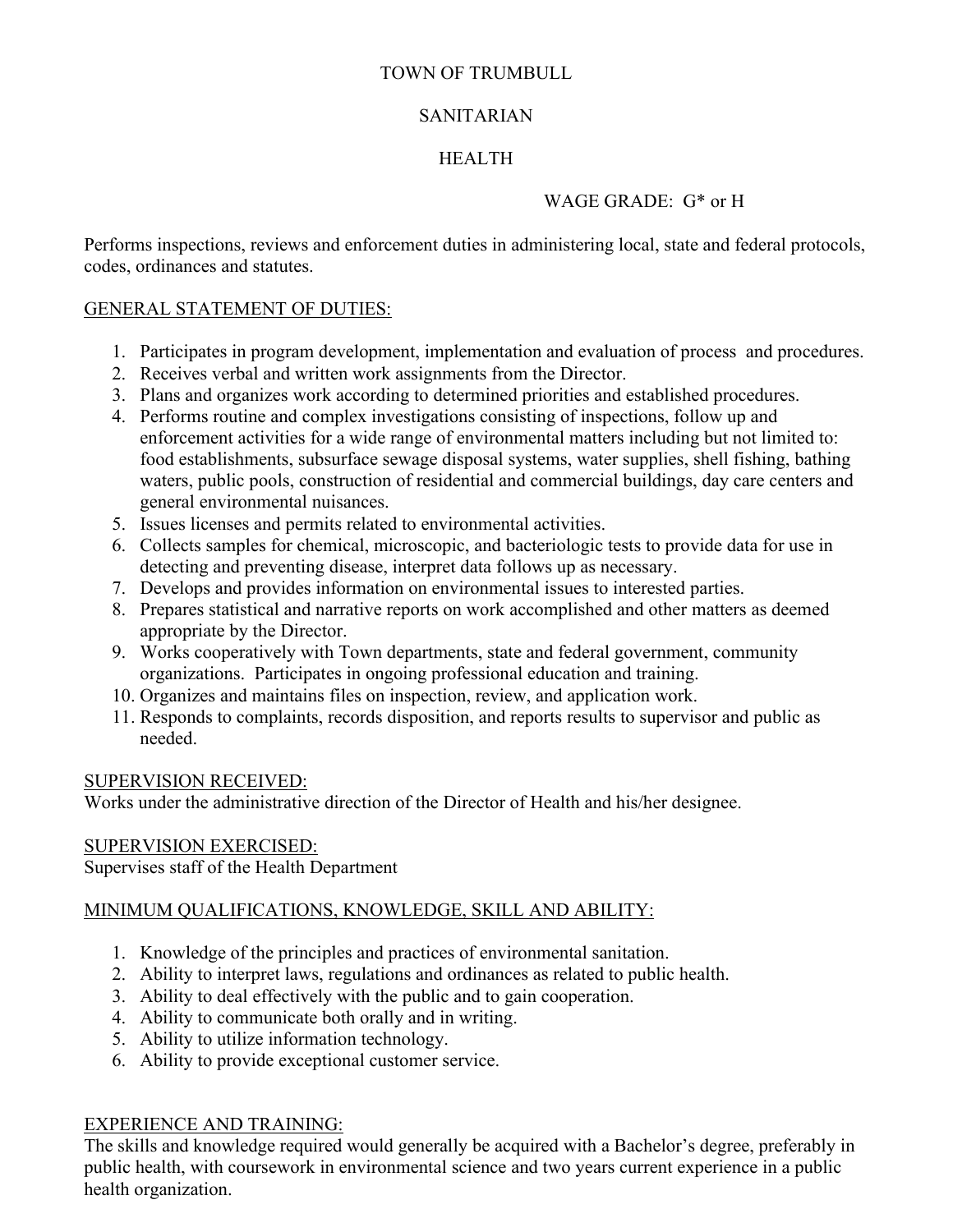TOWN OF TRUMBULL

SANITARIAN

HEALTH

WAGE GRADE: G* or H

Performs inspections, reviews and enforcement duties in administering local, state and federal protocols, codes, ordinances and statutes.

## GENERAL STATEMENT OF DUTIES:

1. Participates in program development, implementation and evaluation of process and procedures.
2. Receives verbal and written work assignments from the Director.
3. Plans and organizes work according to determined priorities and established procedures.
4. Performs routine and complex investigations consisting of inspections, follow up and enforcement activities for a wide range of environmental matters including but not limited to: food establishments, subsurface sewage disposal systems, water supplies, shell fishing, bathing waters, public pools, construction of residential and commercial buildings, day care centers and general environmental nuisances.
5. Issues licenses and permits related to environmental activities.
6. Collects samples for chemical, microscopic, and bacteriologic tests to provide data for use in detecting and preventing disease, interpret data follows up as necessary.
7. Develops and provides information on environmental issues to interested parties.
8. Prepares statistical and narrative reports on work accomplished and other matters as deemed appropriate by the Director.
9. Works cooperatively with Town departments, state and federal government, community organizations. Participates in ongoing professional education and training.
10. Organizes and maintains files on inspection, review, and application work.
11. Responds to complaints, records disposition, and reports results to supervisor and public as needed.

## SUPERVISION RECEIVED:

Works under the administrative direction of the Director of Health and his/her designee.

## SUPERVISION EXERCISED:

Supervises staff of the Health Department

## MINIMUM QUALIFICATIONS, KNOWLEDGE, SKILL AND ABILITY:

1. Knowledge of the principles and practices of environmental sanitation.
2. Ability to interpret laws, regulations and ordinances as related to public health.
3. Ability to deal effectively with the public and to gain cooperation.
4. Ability to communicate both orally and in writing.
5. Ability to utilize information technology.
6. Ability to provide exceptional customer service.

## EXPERIENCE AND TRAINING:

The skills and knowledge required would generally be acquired with a Bachelor's degree, preferably in public health, with coursework in environmental science and two years current experience in a public health organization.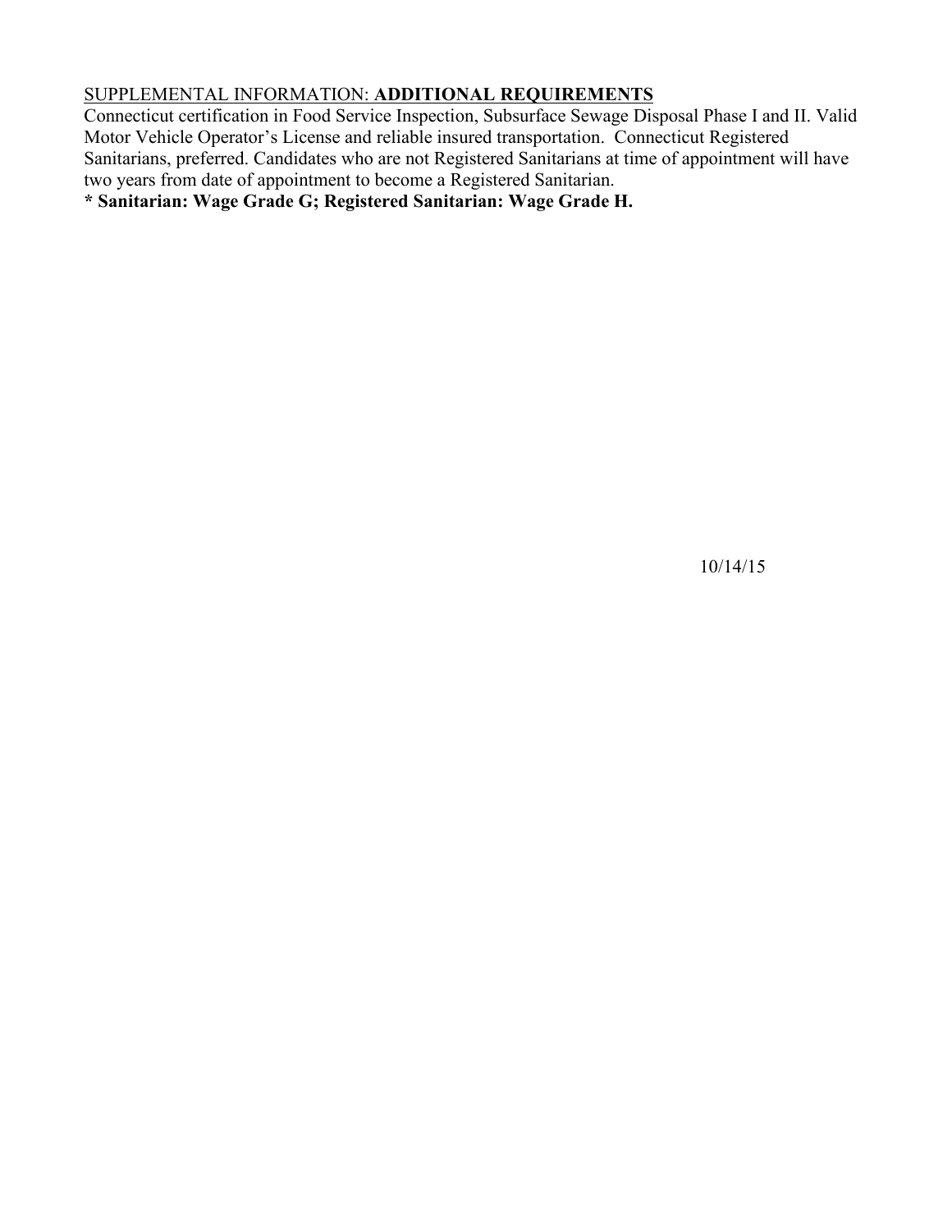SUPPLEMENTAL INFORMATION: **ADDITIONAL REQUIREMENTS**

Connecticut certification in Food Service Inspection, Subsurface Sewage Disposal Phase I and II. Valid Motor Vehicle Operator's License and reliable insured transportation. Connecticut Registered Sanitarians, preferred. Candidates who are not Registered Sanitarians at time of appointment will have two years from date of appointment to become a Registered Sanitarian.

**\* Sanitarian: Wage Grade G; Registered Sanitarian: Wage Grade H.**

10/14/15